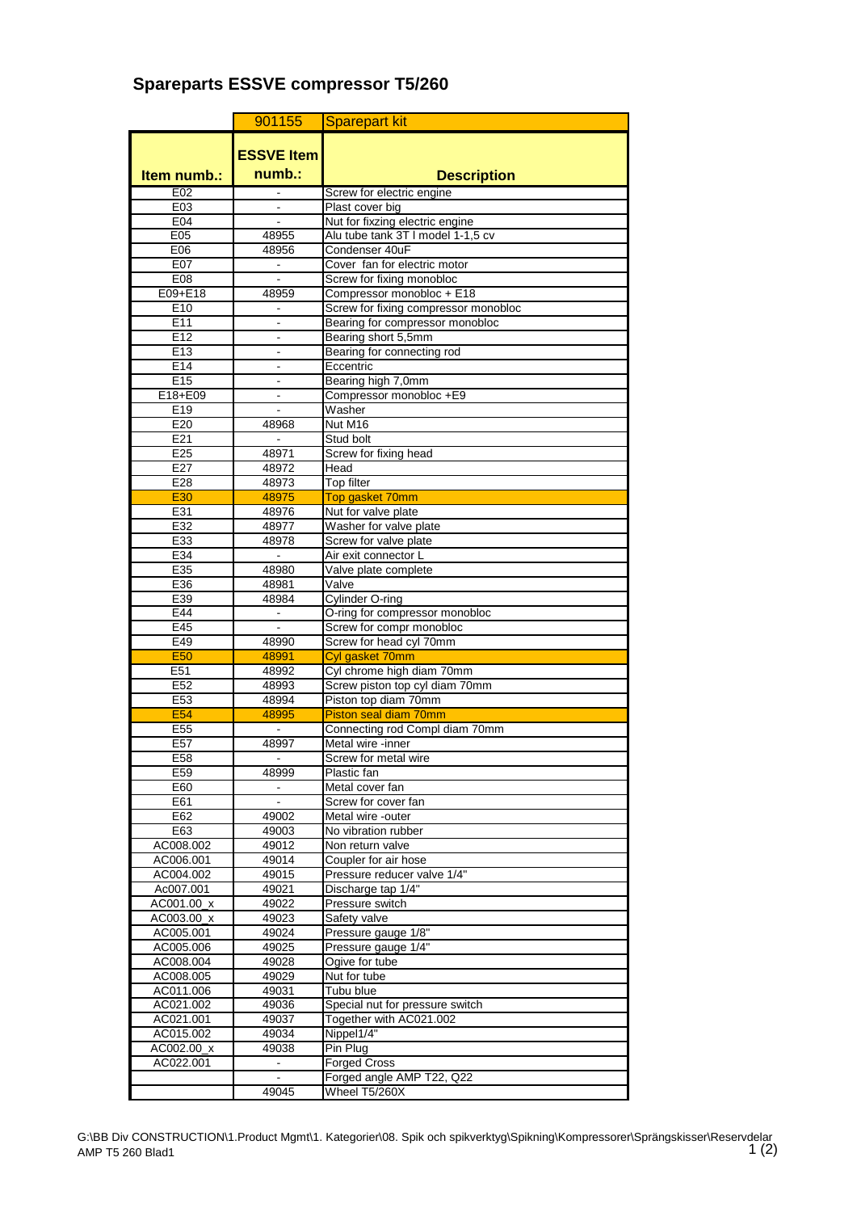# Spareparts ESSVE compressor T5/260

| | 901155 | Sparepart kit |
|---|---|---|
| **Item numb.:** | **ESSVE Item numb.:** | **Description** |
| E02 | - | Screw for electric engine |
| E03 | - | Plast cover big |
| E04 | - | Nut for fixzing electric engine |
| E05 | 48955 | Alu tube tank 3T I model 1-1,5 cv |
| E06 | 48956 | Condenser 40uF |
| E07 | - | Cover fan for electric motor |
| E08 | - | Screw for fixing monobloc |
| E09+E18 | 48959 | Compressor monobloc + E18 |
| E10 | - | Screw for fixing compressor monobloc |
| E11 | - | Bearing for compressor monobloc |
| E12 | - | Bearing short 5,5mm |
| E13 | - | Bearing for connecting rod |
| E14 | - | Eccentric |
| E15 | - | Bearing high 7,0mm |
| E18+E09 | - | Compressor monobloc +E9 |
| E19 | - | Washer |
| E20 | 48968 | Nut M16 |
| E21 | - | Stud bolt |
| E25 | 48971 | Screw for fixing head |
| E27 | 48972 | Head |
| E28 | 48973 | Top filter |
| E30 | 48975 | Top gasket 70mm |
| E31 | 48976 | Nut for valve plate |
| E32 | 48977 | Washer for valve plate |
| E33 | 48978 | Screw for valve plate |
| E34 | - | Air exit connector L |
| E35 | 48980 | Valve plate complete |
| E36 | 48981 | Valve |
| E39 | 48984 | Cylinder O-ring |
| E44 | - | O-ring for compressor monobloc |
| E45 | - | Screw for compr monobloc |
| E49 | 48990 | Screw for head cyl 70mm |
| E50 | 48991 | Cyl gasket 70mm |
| E51 | 48992 | Cyl chrome high diam 70mm |
| E52 | 48993 | Screw piston top cyl diam 70mm |
| E53 | 48994 | Piston top diam 70mm |
| E54 | 48995 | Piston seal diam 70mm |
| E55 | - | Connecting rod Compl diam 70mm |
| E57 | 48997 | Metal wire -inner |
| E58 | - | Screw for metal wire |
| E59 | 48999 | Plastic fan |
| E60 | - | Metal cover fan |
| E61 | - | Screw for cover fan |
| E62 | 49002 | Metal wire -outer |
| E63 | 49003 | No vibration rubber |
| AC008.002 | 49012 | Non return valve |
| AC006.001 | 49014 | Coupler for air hose |
| AC004.002 | 49015 | Pressure reducer valve 1/4" |
| Ac007.001 | 49021 | Discharge tap 1/4" |
| AC001.00_x | 49022 | Pressure switch |
| AC003.00_x | 49023 | Safety valve |
| AC005.001 | 49024 | Pressure gauge 1/8" |
| AC005.006 | 49025 | Pressure gauge 1/4" |
| AC008.004 | 49028 | Ogive for tube |
| AC008.005 | 49029 | Nut for tube |
| AC011.006 | 49031 | Tubu blue |
| AC021.002 | 49036 | Special nut for pressure switch |
| AC021.001 | 49037 | Together with AC021.002 |
| AC015.002 | 49034 | Nippel1/4" |
| AC002.00_x | 49038 | Pin Plug |
| AC022.001 | - | Forged Cross |
| | - | Forged angle AMP T22, Q22 |
| | 49045 | Wheel T5/260X |

G:\BB Div CONSTRUCTION\1.Product Mgmt\1. Kategorier\08. Spik och spikverktyg\Spikning\Kompressorer\Sprängskisser\Reservdelar AMP T5 260 Blad1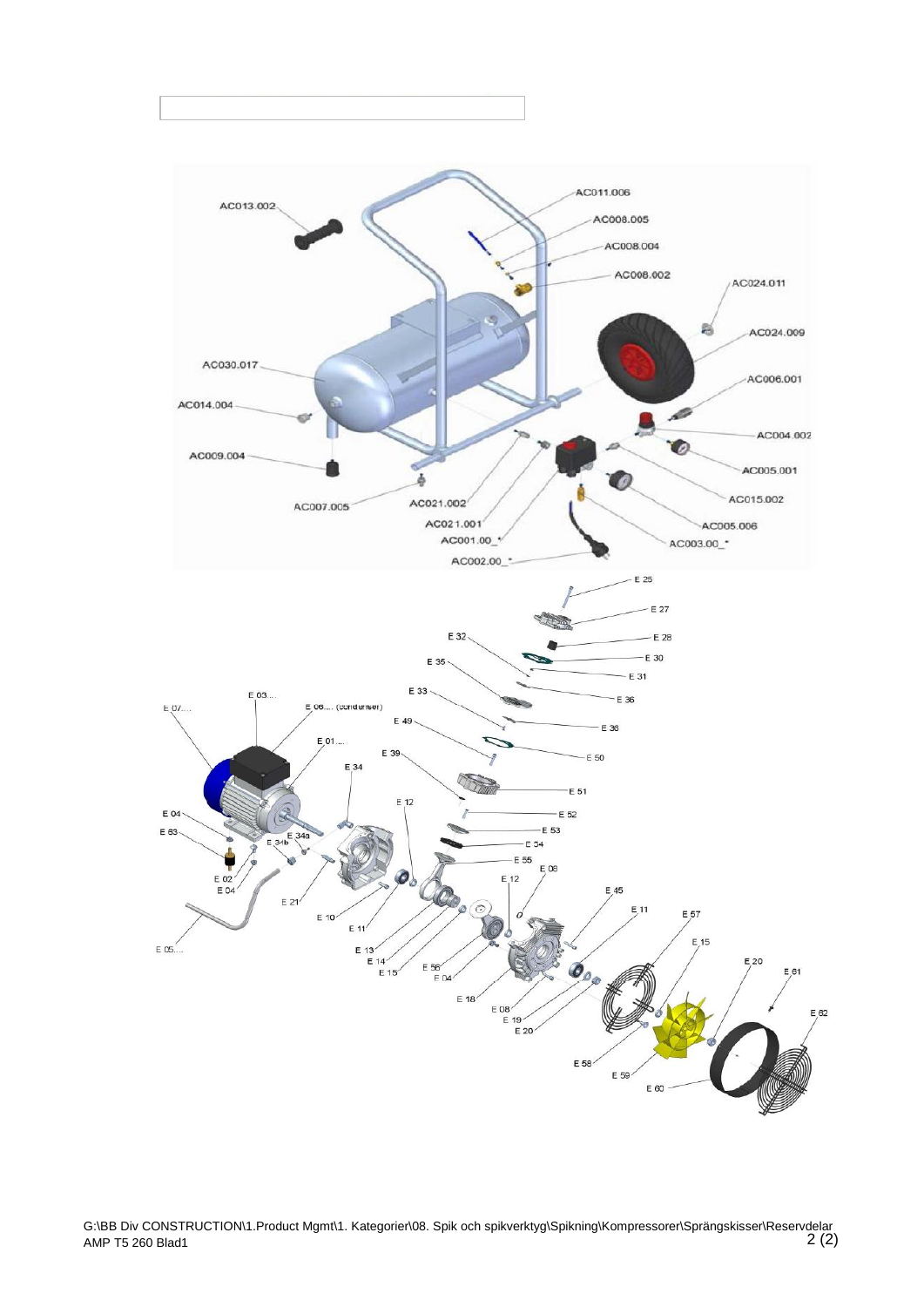AC013.002
AC011.006
AC008.005
AC008.004
AC008.002
AC024.011
AC024.009
AC030.017
AC006.001
AC014.004
AC004.002
AC009.004
AC005.001
AC015.002
AC007.005
AC021.002
AC021.001
AC005.006
AC001.00_*
AC003.00_*
AC002.00_*

E 25
E 27
E 32
E 28
E 30
E 35
E 31
E 33
E 36
E 03...
E 07....
E 06.... (condenser)
E 49
E 38
E 01....
E 39
E 50
E 34
E 51
E 12
E 52
E 04
E 34a
E 53
E 63
E 34b
E 54
E 55
E 08
E 02
E 12
E 04
E 45
E 21
E 11
E 57
E 10
E 11
E 15
E 13
E 20
E 05....
E 14
E 61
E 15
E 56
E 04
E 18
E 62
E 08
E 19
E 20
E 58
E 59
E 60